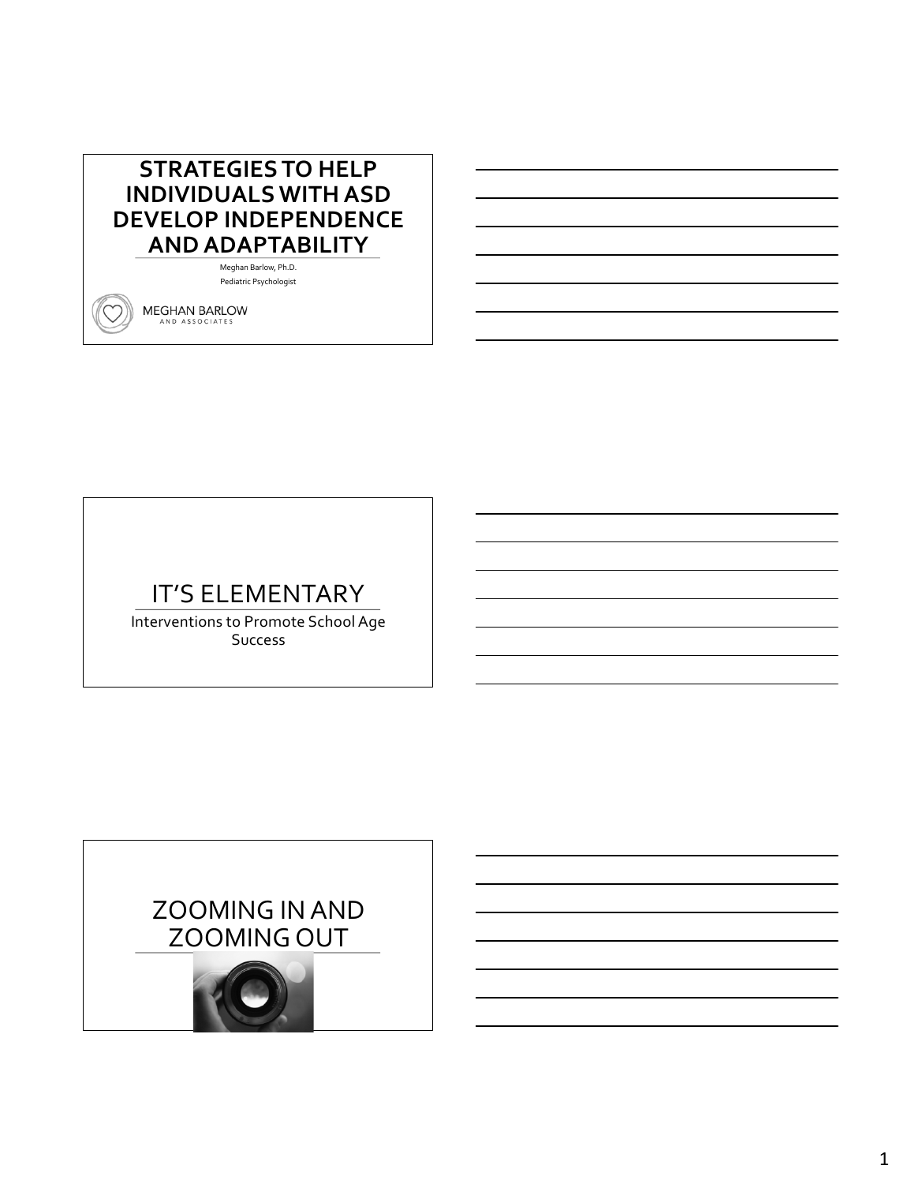# STRATEGIES TO HELP INDIVIDUALS WITH ASD DEVELOP INDEPENDENCE AND ADAPTABILITY

Meghan Barlow, Ph.D.

Pediatric Psychologist

MEGHAN BARLOW AND ASSOCIATES

# IT'S ELEMENTARY

Interventions to Promote School Age Success

# ZOOMING IN AND ZOOMING OUT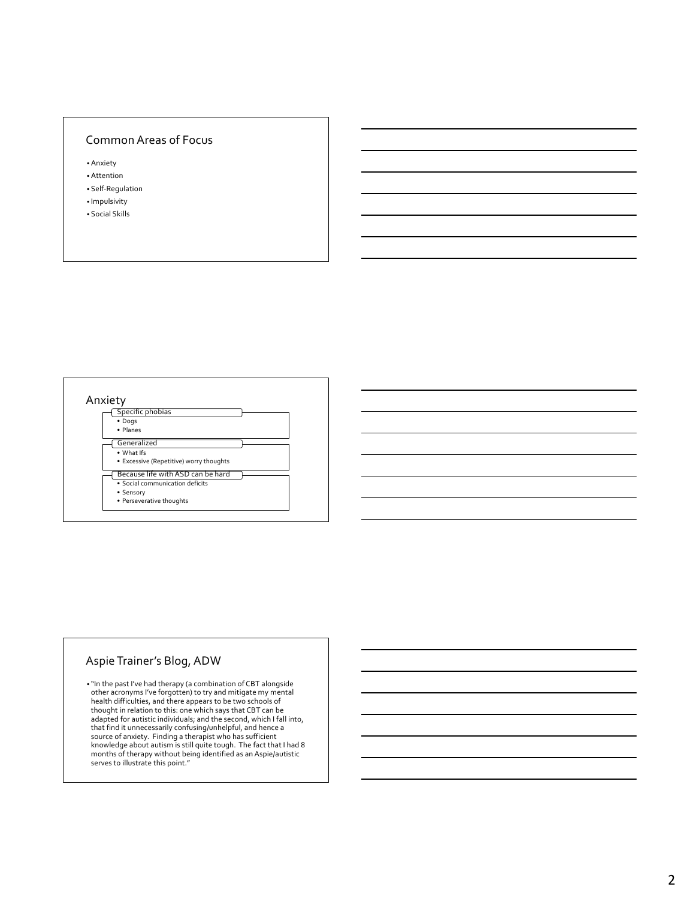## Common Areas of Focus

- Anxiety
- Attention
- Self-Regulation
- Impulsivity
- Social Skills

## Anxiety

- Specific phobias
  - Dogs
  - Planes
- Generalized
  - What Ifs
  - Excessive (Repetitive) worry thoughts
- Because life with ASD can be hard
  - Social communication deficits
  - Sensory
  - Perseverative thoughts

## Aspie Trainer's Blog, ADW

- "In the past I've had therapy (a combination of CBT alongside other acronyms I've forgotten) to try and mitigate my mental health difficulties, and there appears to be two schools of thought in relation to this: one which says that CBT can be adapted for autistic individuals; and the second, which I fall into, that find it unnecessarily confusing/unhelpful, and hence a source of anxiety. Finding a therapist who has sufficient knowledge about autism is still quite tough. The fact that I had 8 months of therapy without being identified as an Aspie/autistic serves to illustrate this point."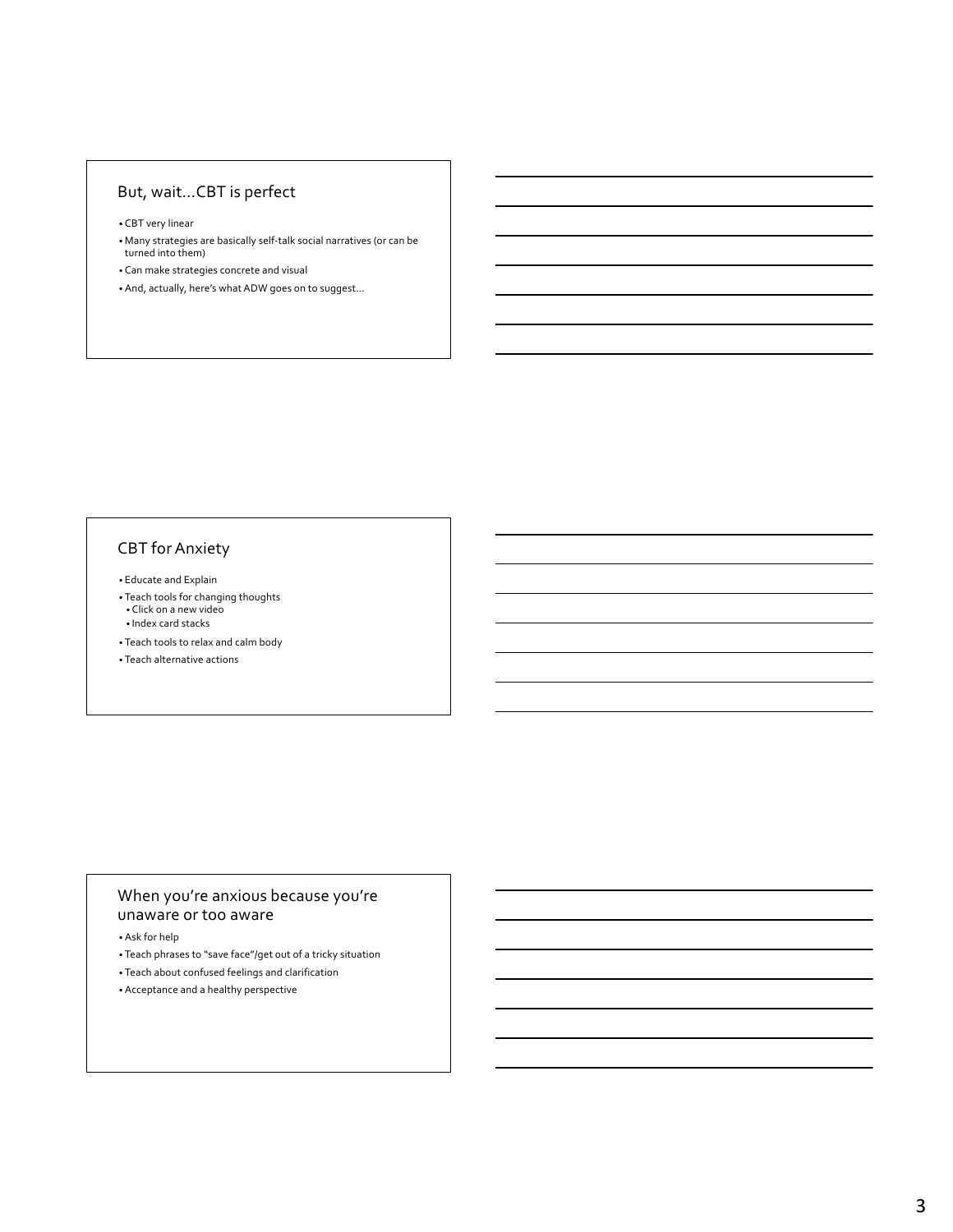## But, wait…CBT is perfect

- CBT very linear
- Many strategies are basically self-talk social narratives (or can be turned into them)
- Can make strategies concrete and visual
- And, actually, here's what ADW goes on to suggest…

## CBT for Anxiety

- Educate and Explain
- Teach tools for changing thoughts
  - Click on a new video
  - Index card stacks
- Teach tools to relax and calm body
- Teach alternative actions

## When you're anxious because you're unaware or too aware

- Ask for help
- Teach phrases to "save face"/get out of a tricky situation
- Teach about confused feelings and clarification
- Acceptance and a healthy perspective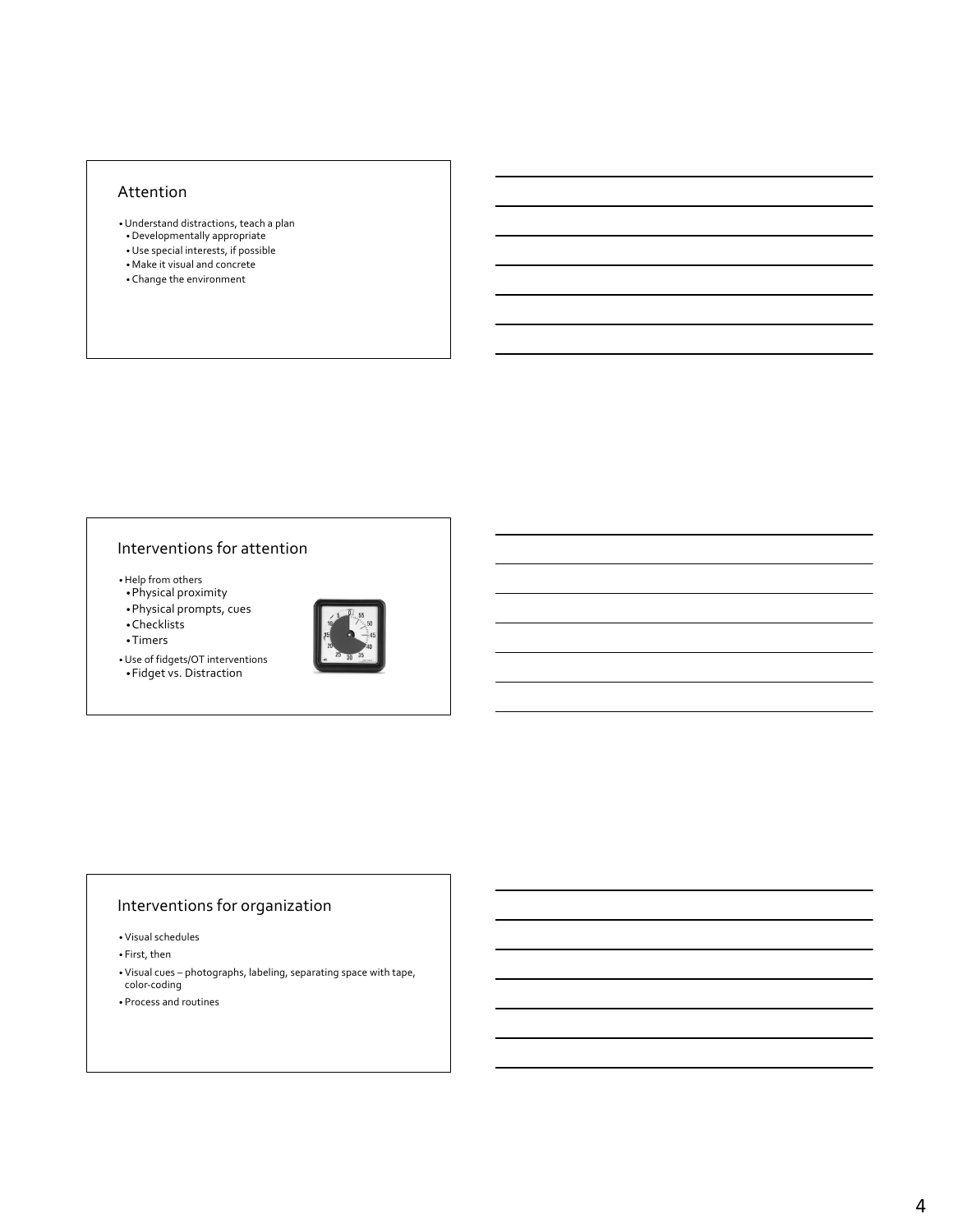## Attention

- Understand distractions, teach a plan
  - Developmentally appropriate
  - Use special interests, if possible
  - Make it visual and concrete
  - Change the environment

## Interventions for attention

- Help from others
  - Physical proximity
  - Physical prompts, cues
  - Checklists
  - Timers
- Use of fidgets/OT interventions
  - Fidget vs. Distraction

## Interventions for organization

- Visual schedules
- First, then
- Visual cues – photographs, labeling, separating space with tape, color-coding
- Process and routines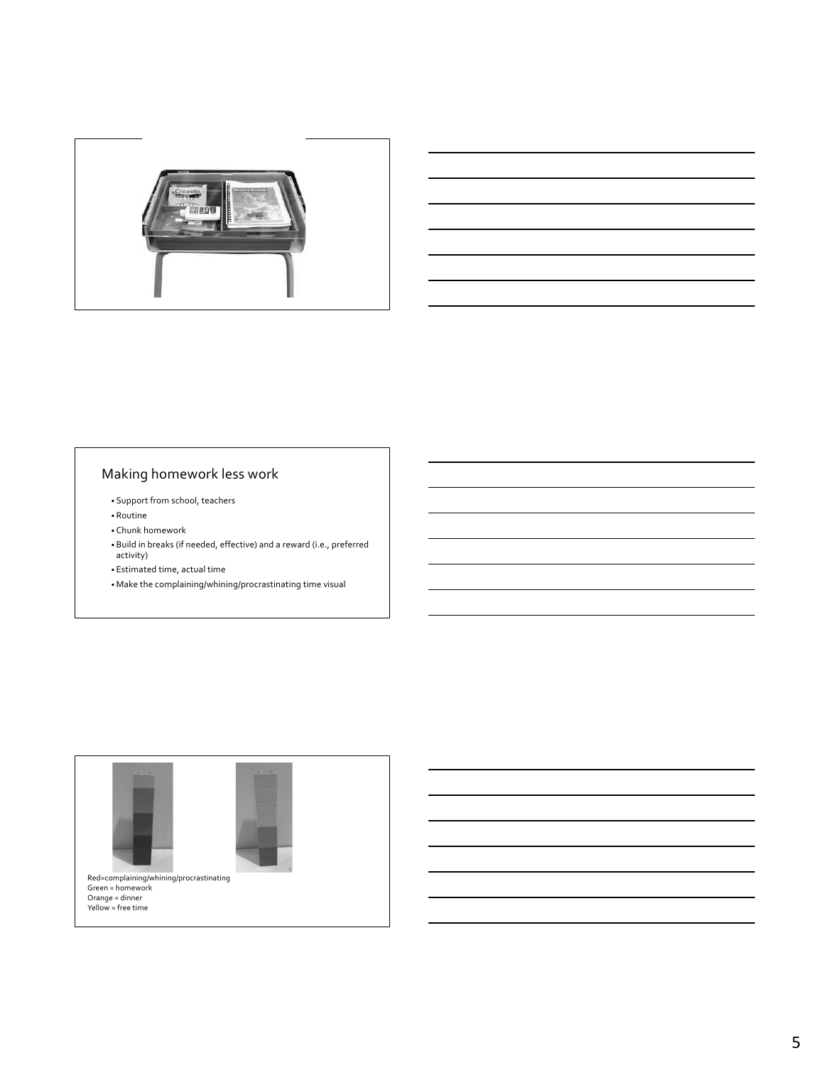## Making homework less work

- Support from school, teachers
- Routine
- Chunk homework
- Build in breaks (if needed, effective) and a reward (i.e., preferred activity)
- Estimated time, actual time
- Make the complaining/whining/procrastinating time visual

Red=complaining/whining/procrastinating
Green = homework
Orange = dinner
Yellow = free time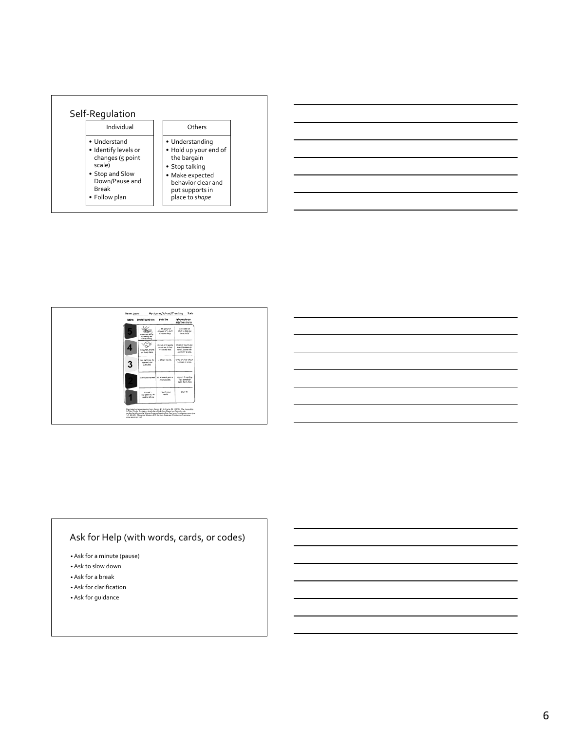## Self-Regulation

| Individual | Others |
| --- | --- |
| • Understand<br>• Identify levels or changes (5 point scale)<br>• Stop and Slow Down/Pause and Break<br>• Follow plan | • Understanding<br>• Hold up your end of the bargain<br>• Stop talking<br>• Make expected behavior clear and put supports in place to *shape* |

## Ask for Help (with words, cards, or codes)

- Ask for a minute (pause)
- Ask to slow down
- Ask for a break
- Ask for clarification
- Ask for guidance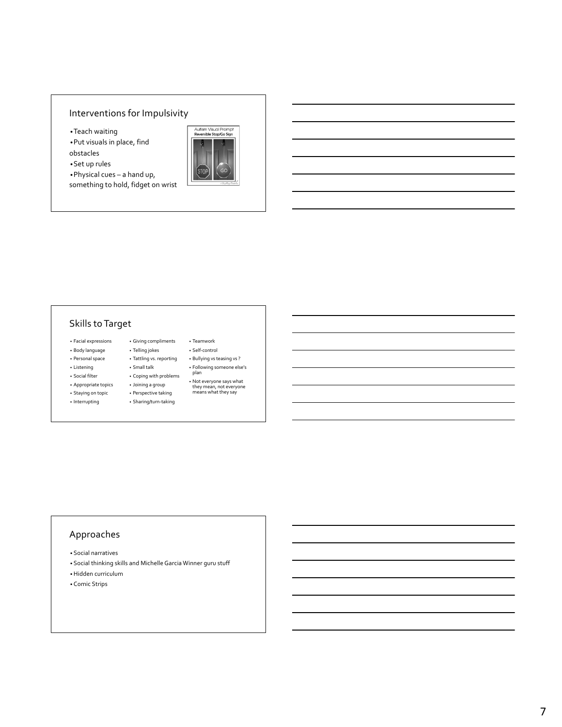## Interventions for Impulsivity

- Teach waiting
- Put visuals in place, find obstacles
- Set up rules
- Physical cues – a hand up, something to hold, fidget on wrist

Autism Visual Prompt
Reversible Stop/Go Sign

STOP GO

## Skills to Target

- Facial expressions
- Body language
- Personal space
- Listening
- Social filter
- Appropriate topics
- Staying on topic
- Interrupting
- Giving compliments
- Telling jokes
- Tattling vs. reporting
- Small talk
- Coping with problems
- Joining a group
- Perspective taking
- Sharing/turn-taking
- Teamwork
- Self-control
- Bullying vs teasing vs ?
- Following someone else's plan
- Not everyone says what they mean, not everyone means what they say

## Approaches

- Social narratives
- Social thinking skills and Michelle Garcia Winner guru stuff
- Hidden curriculum
- Comic Strips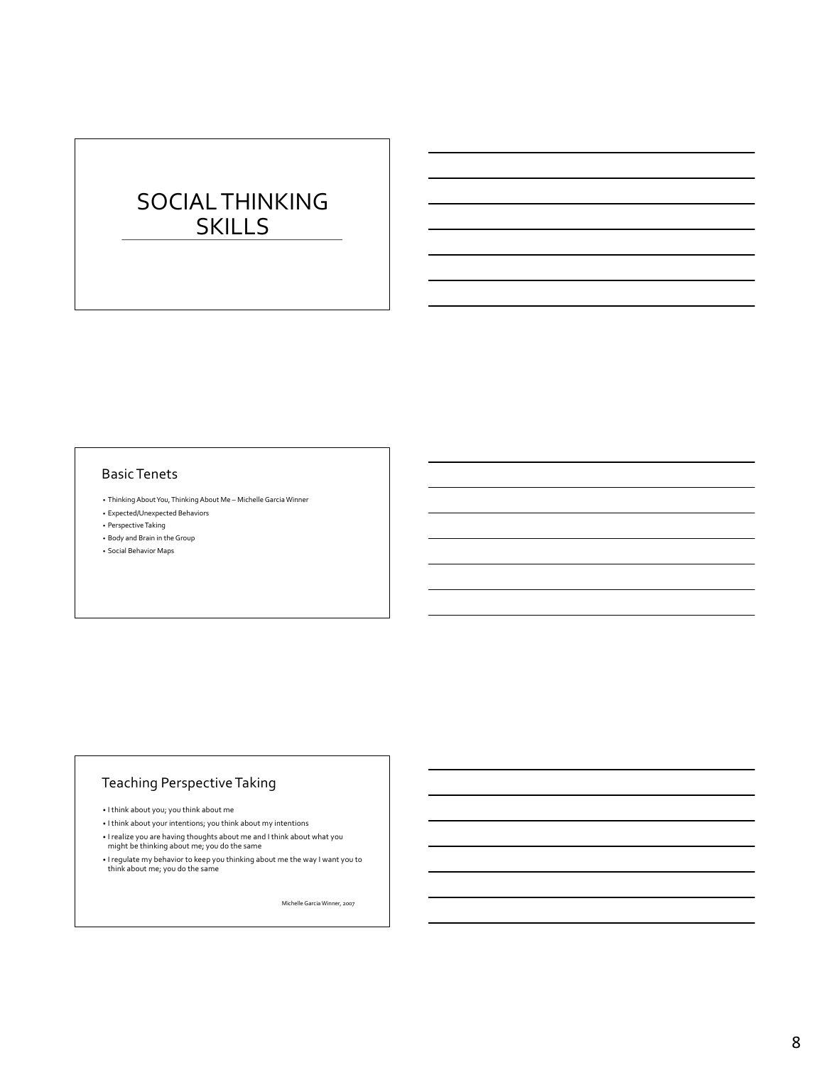# SOCIAL THINKING SKILLS

## Basic Tenets

- Thinking About You, Thinking About Me – Michelle Garcia Winner
- Expected/Unexpected Behaviors
- Perspective Taking
- Body and Brain in the Group
- Social Behavior Maps

## Teaching Perspective Taking

- I think about you; you think about me
- I think about your intentions; you think about my intentions
- I realize you are having thoughts about me and I think about what you might be thinking about me; you do the same
- I regulate my behavior to keep you thinking about me the way I want you to think about me; you do the same

Michelle Garcia Winner, 2007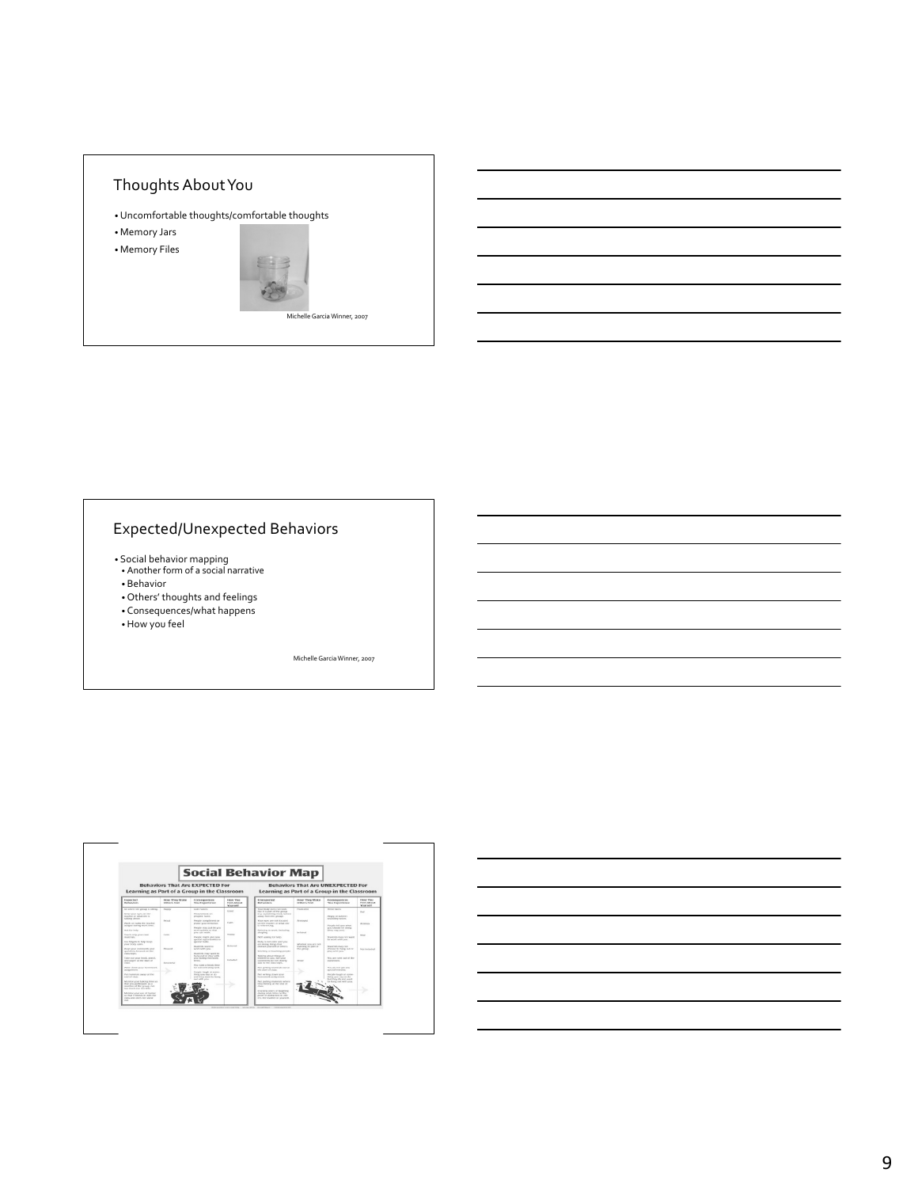## Thoughts About You

- Uncomfortable thoughts/comfortable thoughts
- Memory Jars
- Memory Files

Michelle Garcia Winner, 2007

## Expected/Unexpected Behaviors

- Social behavior mapping
  - Another form of a social narrative
  - Behavior
  - Others' thoughts and feelings
  - Consequences/what happens
  - How you feel

Michelle Garcia Winner, 2007

## Social Behavior Map

Behaviors That Are EXPECTED For Learning as Part of a Group in the Classroom

Behaviors That Are UNEXPECTED For Learning as Part of a Group in the Classroom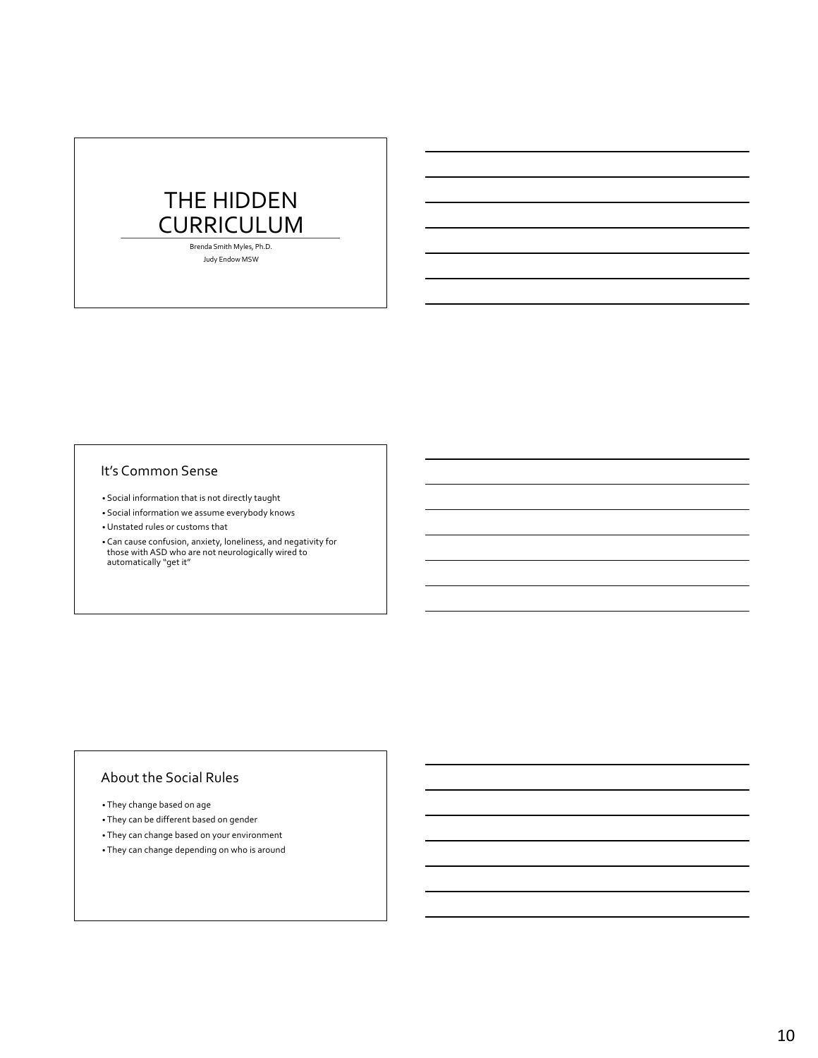# THE HIDDEN CURRICULUM

Brenda Smith Myles, Ph.D.

Judy Endow MSW

## It's Common Sense

- Social information that is not directly taught
- Social information we assume everybody knows
- Unstated rules or customs that
- Can cause confusion, anxiety, loneliness, and negativity for those with ASD who are not neurologically wired to automatically "get it"

## About the Social Rules

- They change based on age
- They can be different based on gender
- They can change based on your environment
- They can change depending on who is around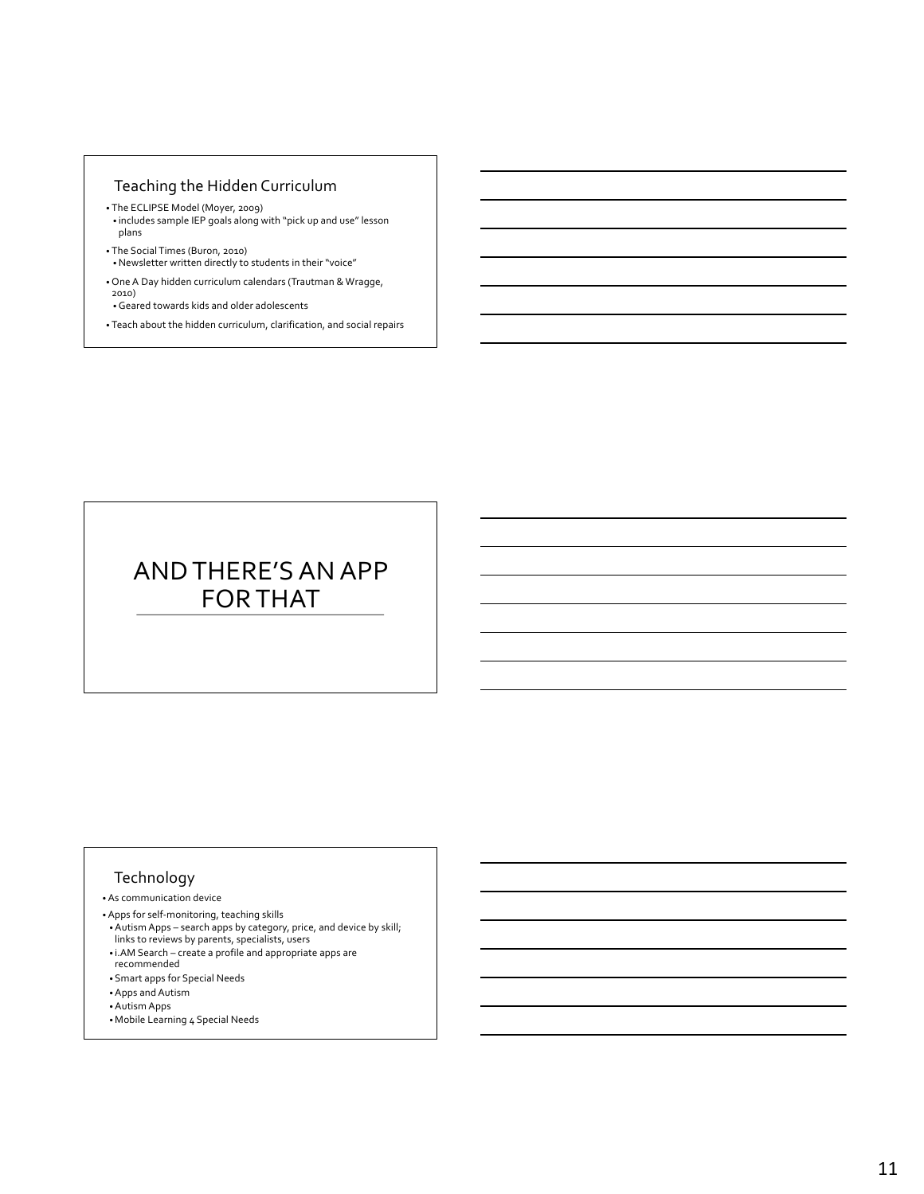## Teaching the Hidden Curriculum

- The ECLIPSE Model (Moyer, 2009)
  - includes sample IEP goals along with "pick up and use" lesson plans
- The Social Times (Buron, 2010)
  - Newsletter written directly to students in their "voice"
- One A Day hidden curriculum calendars (Trautman & Wragge, 2010)
  - Geared towards kids and older adolescents
- Teach about the hidden curriculum, clarification, and social repairs

## AND THERE'S AN APP FOR THAT

## Technology

- As communication device
- Apps for self-monitoring, teaching skills
  - Autism Apps – search apps by category, price, and device by skill; links to reviews by parents, specialists, users
  - i.AM Search – create a profile and appropriate apps are recommended
  - Smart apps for Special Needs
  - Apps and Autism
  - Autism Apps
  - Mobile Learning 4 Special Needs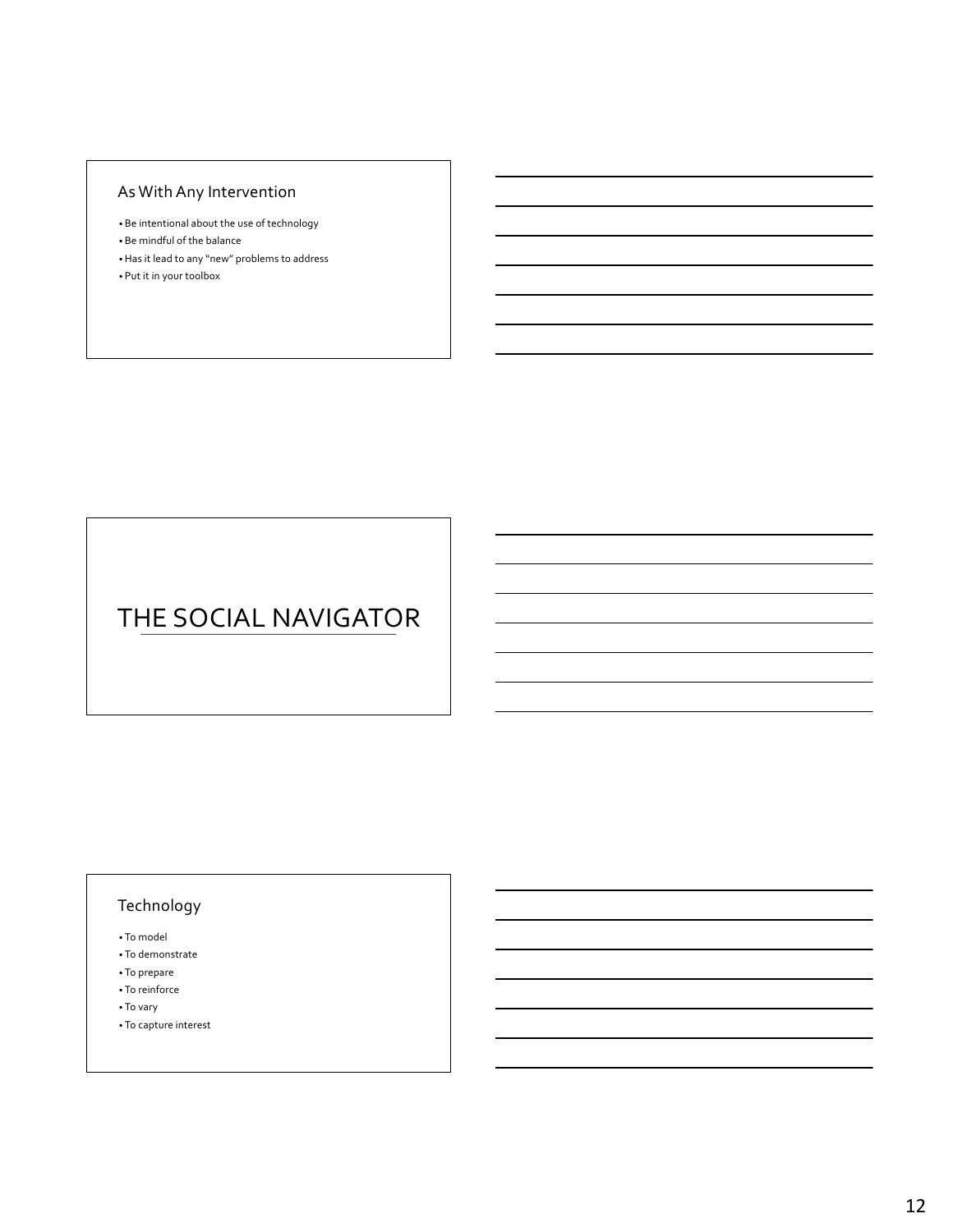## As With Any Intervention

- Be intentional about the use of technology
- Be mindful of the balance
- Has it lead to any "new" problems to address
- Put it in your toolbox

## THE SOCIAL NAVIGATOR

## Technology

- To model
- To demonstrate
- To prepare
- To reinforce
- To vary
- To capture interest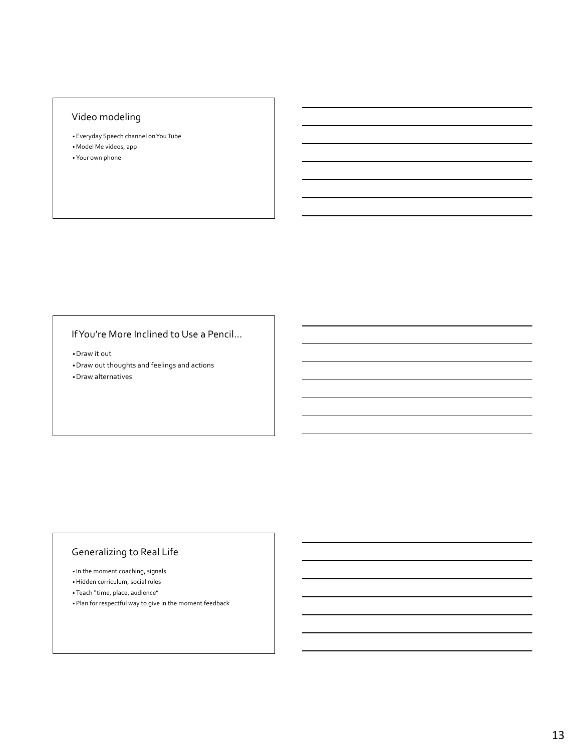## Video modeling

- Everyday Speech channel on You Tube
- Model Me videos, app
- Your own phone

## If You're More Inclined to Use a Pencil…

- Draw it out
- Draw out thoughts and feelings and actions
- Draw alternatives

## Generalizing to Real Life

- In the moment coaching, signals
- Hidden curriculum, social rules
- Teach "time, place, audience"
- Plan for respectful way to give in the moment feedback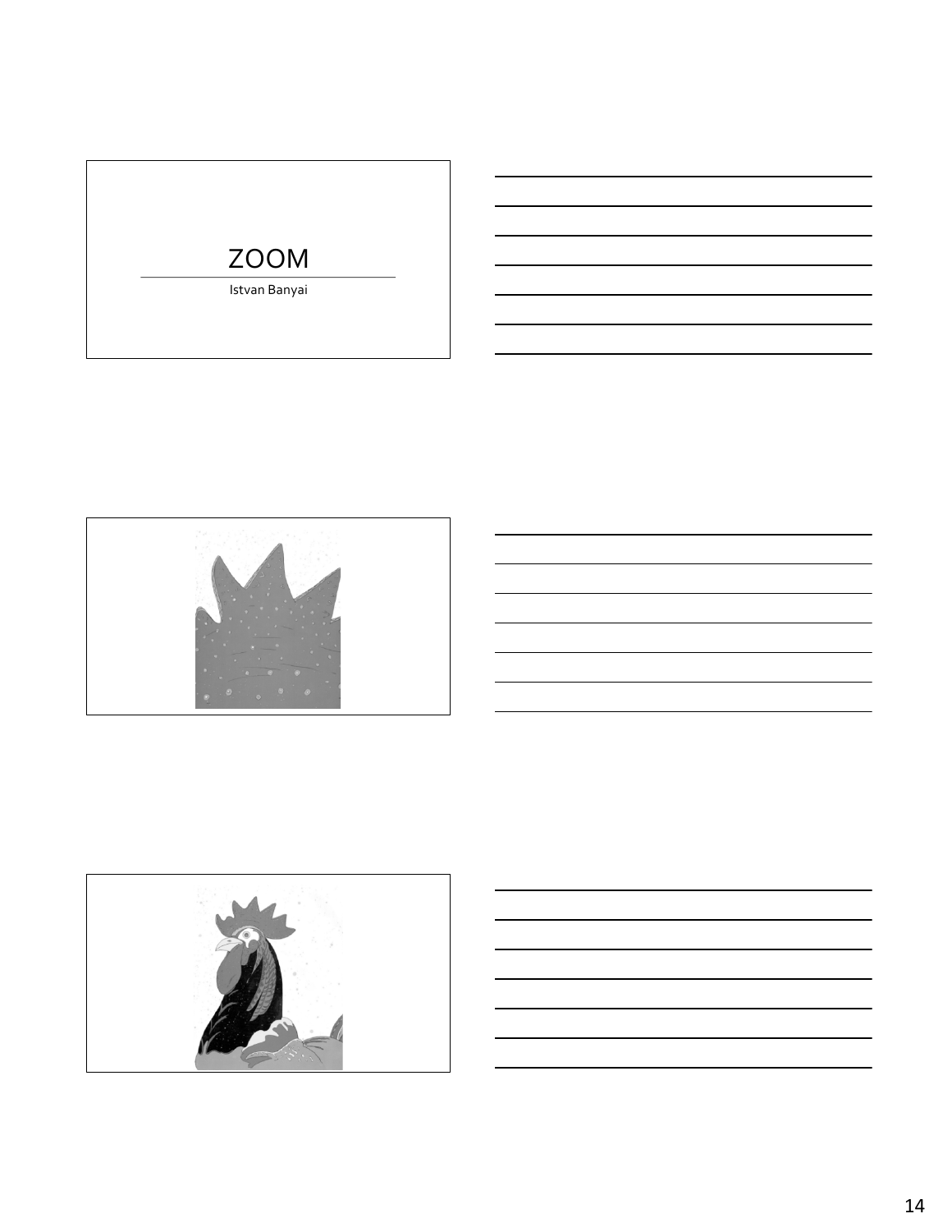# ZOOM

Istvan Banyai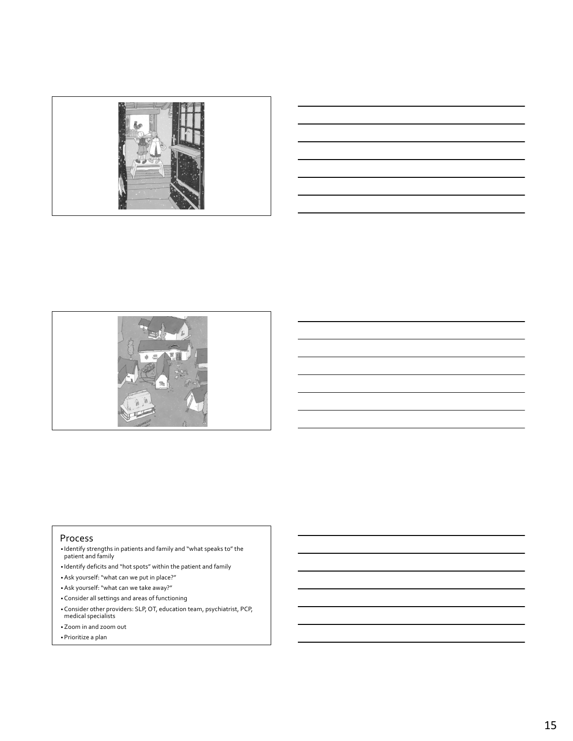## Process

- Identify strengths in patients and family and "what speaks to" the patient and family
- Identify deficits and "hot spots" within the patient and family
- Ask yourself: "what can we put in place?"
- Ask yourself: "what can we take away?"
- Consider all settings and areas of functioning
- Consider other providers: SLP, OT, education team, psychiatrist, PCP, medical specialists
- Zoom in and zoom out
- Prioritize a plan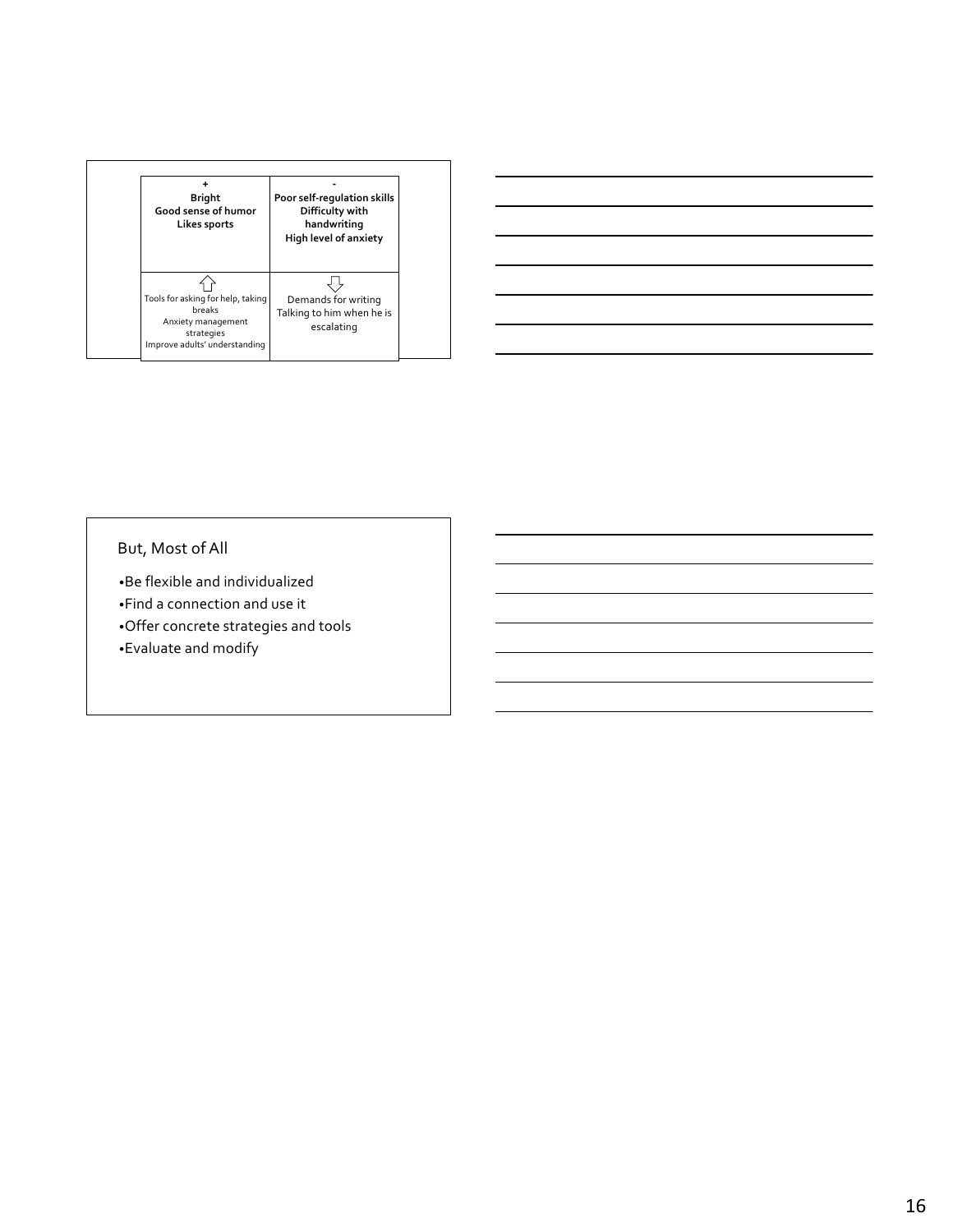| + | - |
| --- | --- |
| **Bright**<br>**Good sense of humor**<br>**Likes sports** | **Poor self-regulation skills**<br>**Difficulty with handwriting**<br>**High level of anxiety** |
| ⇧<br>Tools for asking for help, taking breaks<br>Anxiety management strategies<br>Improve adults' understanding | ⇩<br>Demands for writing<br>Talking to him when he is escalating |

## But, Most of All

- Be flexible and individualized
- Find a connection and use it
- Offer concrete strategies and tools
- Evaluate and modify